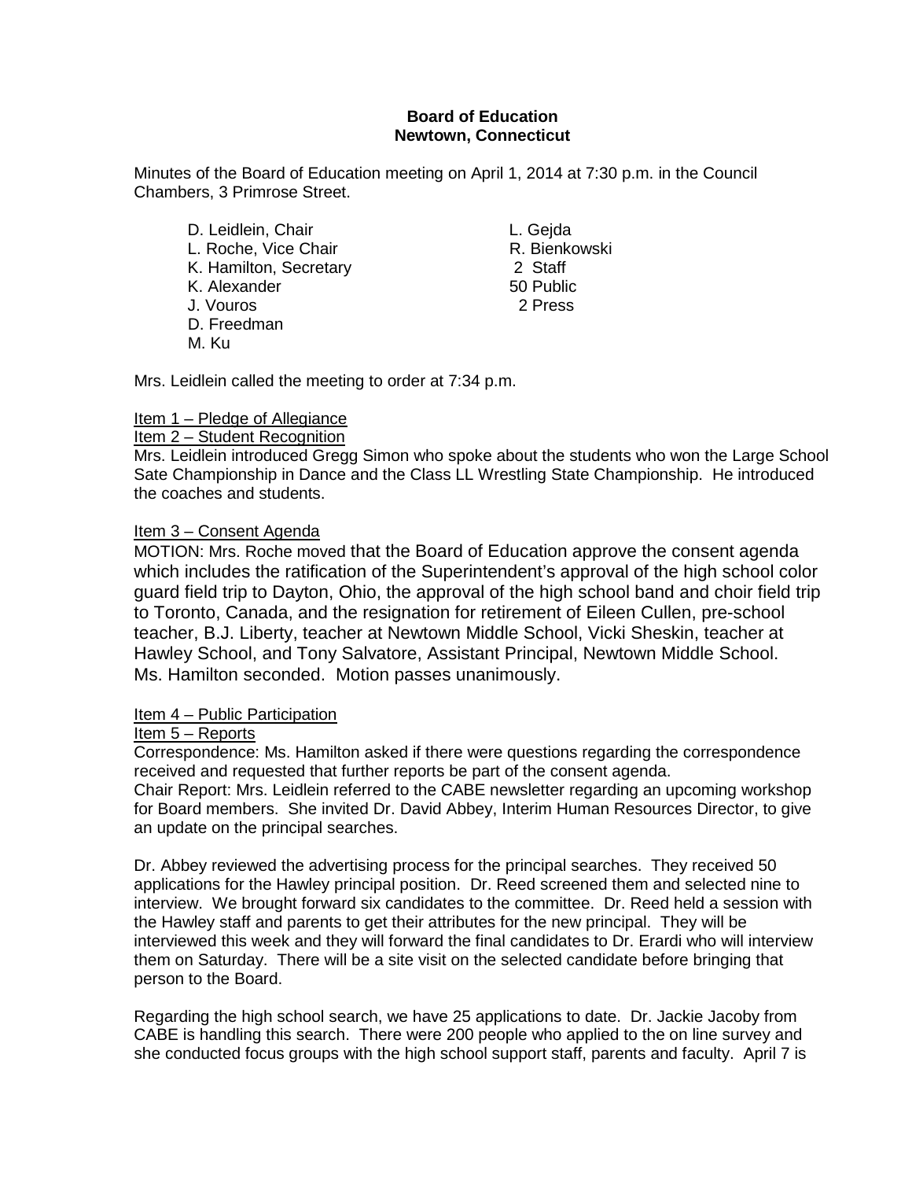**Board of Education**
**Newtown, Connecticut**

Minutes of the Board of Education meeting on April 1, 2014 at 7:30 p.m. in the Council Chambers, 3 Primrose Street.

| | |
|---|---|
| D. Leidlein, Chair | L. Gejda |
| L. Roche, Vice Chair | R. Bienkowski |
| K. Hamilton, Secretary | 2 Staff |
| K. Alexander | 50 Public |
| J. Vouros | 2 Press |
| D. Freedman | |
| M. Ku | |

Mrs. Leidlein called the meeting to order at 7:34 p.m.

Item 1 – Pledge of Allegiance

Item 2 – Student Recognition

Mrs. Leidlein introduced Gregg Simon who spoke about the students who won the Large School Sate Championship in Dance and the Class LL Wrestling State Championship. He introduced the coaches and students.

Item 3 – Consent Agenda

MOTION: Mrs. Roche moved that the Board of Education approve the consent agenda which includes the ratification of the Superintendent's approval of the high school color guard field trip to Dayton, Ohio, the approval of the high school band and choir field trip to Toronto, Canada, and the resignation for retirement of Eileen Cullen, pre-school teacher, B.J. Liberty, teacher at Newtown Middle School, Vicki Sheskin, teacher at Hawley School, and Tony Salvatore, Assistant Principal, Newtown Middle School. Ms. Hamilton seconded. Motion passes unanimously.

Item 4 – Public Participation

Item 5 – Reports

Correspondence: Ms. Hamilton asked if there were questions regarding the correspondence received and requested that further reports be part of the consent agenda.

Chair Report: Mrs. Leidlein referred to the CABE newsletter regarding an upcoming workshop for Board members. She invited Dr. David Abbey, Interim Human Resources Director, to give an update on the principal searches.

Dr. Abbey reviewed the advertising process for the principal searches. They received 50 applications for the Hawley principal position. Dr. Reed screened them and selected nine to interview. We brought forward six candidates to the committee. Dr. Reed held a session with the Hawley staff and parents to get their attributes for the new principal. They will be interviewed this week and they will forward the final candidates to Dr. Erardi who will interview them on Saturday. There will be a site visit on the selected candidate before bringing that person to the Board.

Regarding the high school search, we have 25 applications to date. Dr. Jackie Jacoby from CABE is handling this search. There were 200 people who applied to the on line survey and she conducted focus groups with the high school support staff, parents and faculty. April 7 is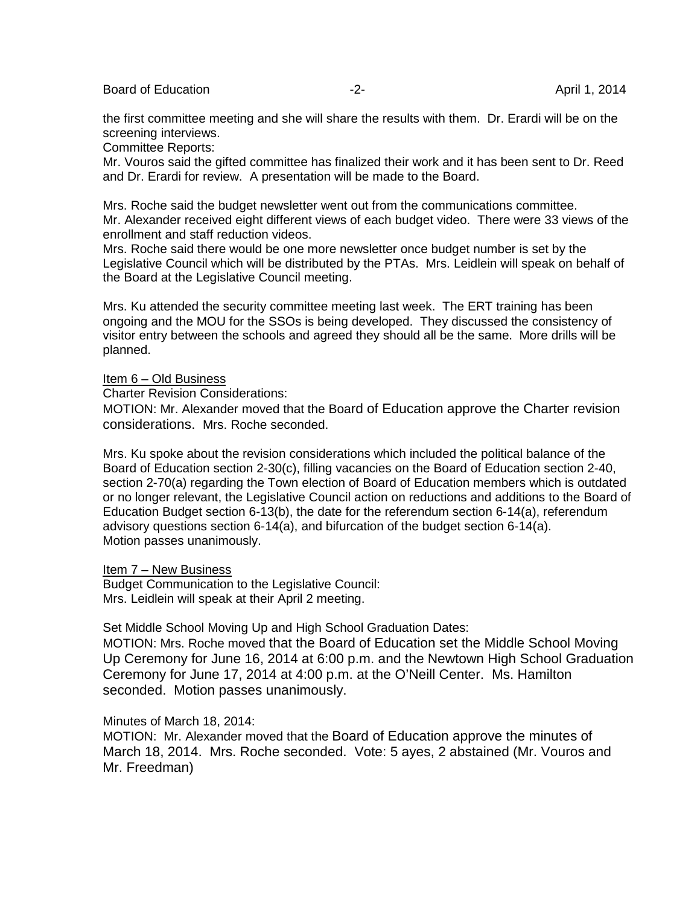the first committee meeting and she will share the results with them. Dr. Erardi will be on the screening interviews.

Committee Reports:

Mr. Vouros said the gifted committee has finalized their work and it has been sent to Dr. Reed and Dr. Erardi for review. A presentation will be made to the Board.

Mrs. Roche said the budget newsletter went out from the communications committee. Mr. Alexander received eight different views of each budget video. There were 33 views of the enrollment and staff reduction videos.

Mrs. Roche said there would be one more newsletter once budget number is set by the Legislative Council which will be distributed by the PTAs. Mrs. Leidlein will speak on behalf of the Board at the Legislative Council meeting.

Mrs. Ku attended the security committee meeting last week. The ERT training has been ongoing and the MOU for the SSOs is being developed. They discussed the consistency of visitor entry between the schools and agreed they should all be the same. More drills will be planned.

<u>Item 6 – Old Business</u>

Charter Revision Considerations:

MOTION: Mr. Alexander moved that the Board of Education approve the Charter revision considerations. Mrs. Roche seconded.

Mrs. Ku spoke about the revision considerations which included the political balance of the Board of Education section 2-30(c), filling vacancies on the Board of Education section 2-40, section 2-70(a) regarding the Town election of Board of Education members which is outdated or no longer relevant, the Legislative Council action on reductions and additions to the Board of Education Budget section 6-13(b), the date for the referendum section 6-14(a), referendum advisory questions section 6-14(a), and bifurcation of the budget section 6-14(a).

Motion passes unanimously.

<u>Item 7 – New Business</u>

Budget Communication to the Legislative Council:

Mrs. Leidlein will speak at their April 2 meeting.

Set Middle School Moving Up and High School Graduation Dates:

MOTION: Mrs. Roche moved that the Board of Education set the Middle School Moving Up Ceremony for June 16, 2014 at 6:00 p.m. and the Newtown High School Graduation Ceremony for June 17, 2014 at 4:00 p.m. at the O'Neill Center. Ms. Hamilton seconded. Motion passes unanimously.

Minutes of March 18, 2014:

MOTION: Mr. Alexander moved that the Board of Education approve the minutes of March 18, 2014. Mrs. Roche seconded. Vote: 5 ayes, 2 abstained (Mr. Vouros and Mr. Freedman)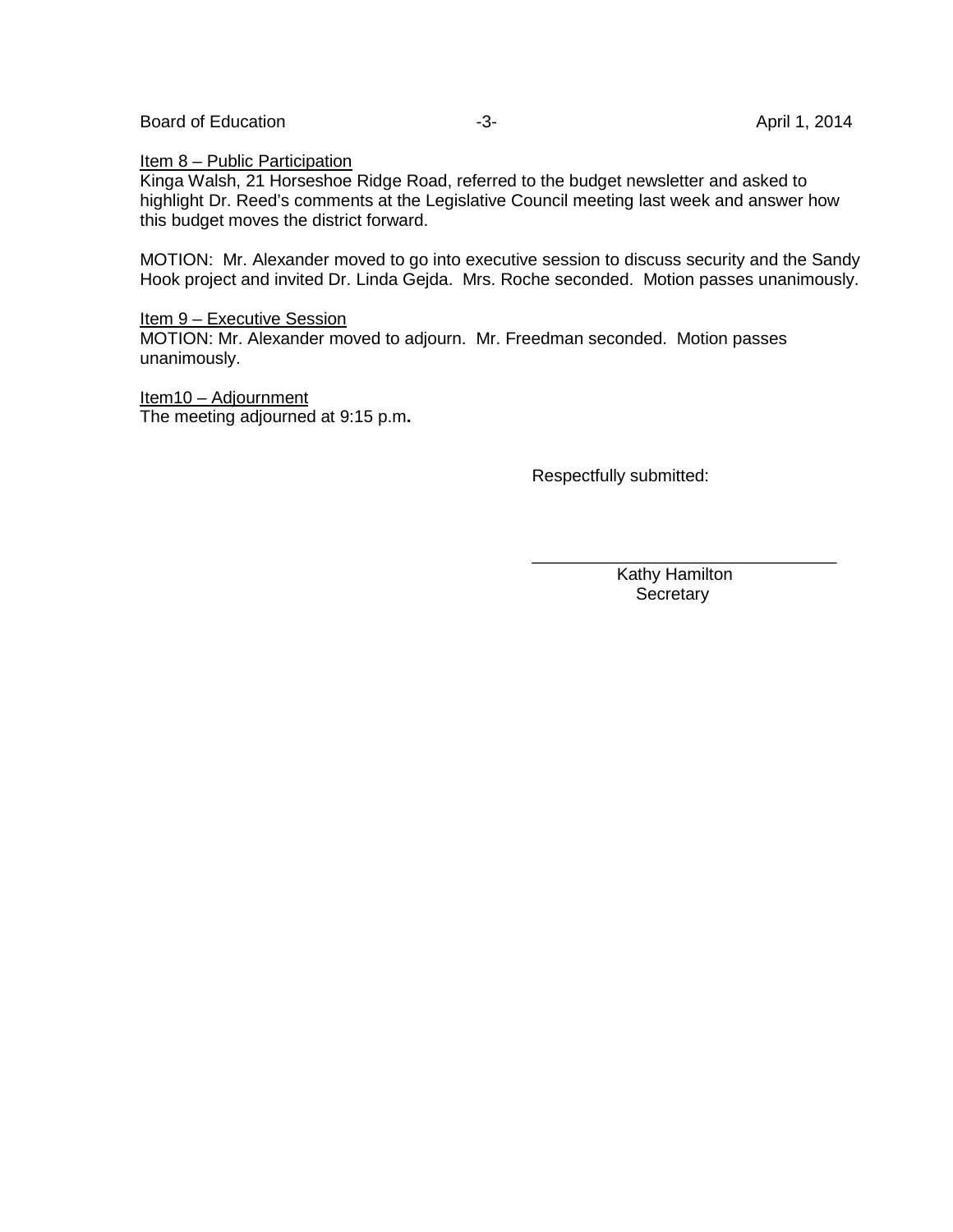<u>Item 8 – Public Participation</u>
Kinga Walsh, 21 Horseshoe Ridge Road, referred to the budget newsletter and asked to highlight Dr. Reed's comments at the Legislative Council meeting last week and answer how this budget moves the district forward.

MOTION: Mr. Alexander moved to go into executive session to discuss security and the Sandy Hook project and invited Dr. Linda Gejda. Mrs. Roche seconded. Motion passes unanimously.

<u>Item 9 – Executive Session</u>
MOTION: Mr. Alexander moved to adjourn. Mr. Freedman seconded. Motion passes unanimously.

<u>Item10 – Adjournment</u>
The meeting adjourned at 9:15 p.m**.**

Respectfully submitted:

_______________________________
Kathy Hamilton
Secretary